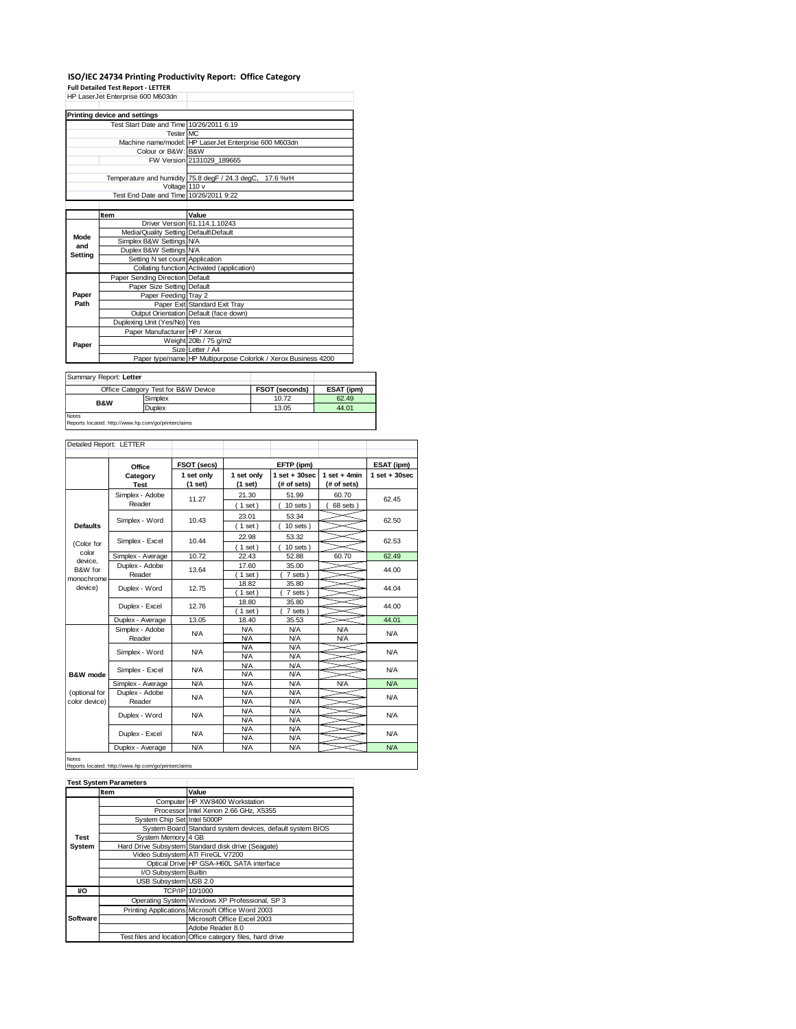# ISO/IEC 24734 Printing Productivity Report: Office Category

**Full Detailed Test Report - LETTER**

HP LaserJet Enterprise 600 M603dn

| Printing device and settings | |
|---|---|
| Test Start Date and Time | 10/26/2011 6:19 |
| Tester | MC |
| Machine name/model | HP LaserJet Enterprise 600 M603dn |
| Colour or B&W | B&W |
| FW Version | 2131029_189665 |
| Temperature and humidity | 75.8 degF / 24.3 degC, 17.6 %rH |
| Voltage | 110 v |
| Test End Date and Time | 10/26/2011 9:22 |

| | Item | Value |
|---|---|---|
| Mode and Setting | Driver Version | 61.114.1.10243 |
| | Media/Quality Setting | Default\Default |
| | Simplex B&W Settings | N/A |
| | Duplex B&W Settings | N/A |
| | Setting N set count | Application |
| | Collating function | Activated (application) |
| Paper Path | Paper Sending Direction | Default |
| | Paper Size Setting | Default |
| | Paper Feeding | Tray 2 |
| | Paper Exit | Standard Exit Tray |
| | Output Orientation | Default (face down) |
| | Duplexing Unit (Yes/No) | Yes |
| Paper | Paper Manufacturer | HP / Xerox |
| | Weight | 20lb / 75 g/m2 |
| | Size | Letter / A4 |
| | Paper type/name | HP Multipurpose Colorlok / Xerox Business 4200 |

Summary Report: **Letter**

| Office Category Test for B&W Device | | FSOT (seconds) | ESAT (ipm) |
|---|---|---|---|
| B&W | Simplex | 10.72 | 62.49 |
| | Duplex | 13.05 | 44.01 |

Notes
Reports located: http://www.hp.com/go/printerclaims

Detailed Report: LETTER

| | Office Category Test | FSOT (secs) 1 set only (1 set) | EFTP (ipm) 1 set only (1 set) | EFTP (ipm) 1 set + 30sec (# of sets) | EFTP (ipm) 1 set + 4min (# of sets) | ESAT (ipm) 1 set + 30sec |
|---|---|---|---|---|---|---|
| Defaults (Color for color device, B&W for monochrome device) | Simplex - Adobe Reader | 11.27 | 21.30 (1 set) | 51.99 (10 sets) | 60.70 (68 sets) | 62.45 |
| | Simplex - Word | 10.43 | 23.01 (1 set) | 53.34 (10 sets) | | 62.50 |
| | Simplex - Excel | 10.44 | 22.98 (1 set) | 53.32 (10 sets) | | 62.53 |
| | Simplex - Average | 10.72 | 22.43 | 52.88 | 60.70 | 62.49 |
| | Duplex - Adobe Reader | 13.64 | 17.60 (1 set) | 35.00 (7 sets) | | 44.00 |
| | Duplex - Word | 12.75 | 18.82 (1 set) | 35.80 (7 sets) | | 44.04 |
| | Duplex - Excel | 12.76 | 18.80 (1 set) | 35.80 (7 sets) | | 44.00 |
| | Duplex - Average | 13.05 | 18.40 | 35.53 | | 44.01 |
| B&W mode (optional for color device) | Simplex - Adobe Reader | N/A | N/A N/A | N/A N/A | N/A N/A | N/A |
| | Simplex - Word | N/A | N/A N/A | N/A N/A | | N/A |
| | Simplex - Excel | N/A | N/A N/A | N/A N/A | | N/A |
| | Simplex - Average | N/A | N/A | N/A | N/A | N/A |
| | Duplex - Adobe Reader | N/A | N/A N/A | N/A N/A | | N/A |
| | Duplex - Word | N/A | N/A N/A | N/A N/A | | N/A |
| | Duplex - Excel | N/A | N/A N/A | N/A N/A | | N/A |
| | Duplex - Average | N/A | N/A | N/A | | N/A |

Notes
Reports located: http://www.hp.com/go/printerclaims

**Test System Parameters**

| | Item | Value |
|---|---|---|
| Test System | Computer | HP XW8400 Workstation |
| | Processor | Intel Xenon 2.66 GHz, X5355 |
| | System Chip Set | Intel 5000P |
| | System Board | Standard system devices, default system BIOS |
| | System Memory | 4 GB |
| | Hard Drive Subsystem | Standard disk drive (Seagate) |
| | Video Subsystem | ATI FireGL V7200 |
| | Optical Drive | HP GSA-H60L SATA interface |
| | I/O Subsystem | Builtin |
| | USB Subsystem | USB 2.0 |
| I/O | TCP/IP | 10/1000 |
| Software | Operating System | Windows XP Professional, SP 3 |
| | Printing Applications | Microsoft Office Word 2003 |
| | | Microsoft Office Excel 2003 |
| | | Adobe Reader 8.0 |
| | Test files and location | Office category files, hard drive |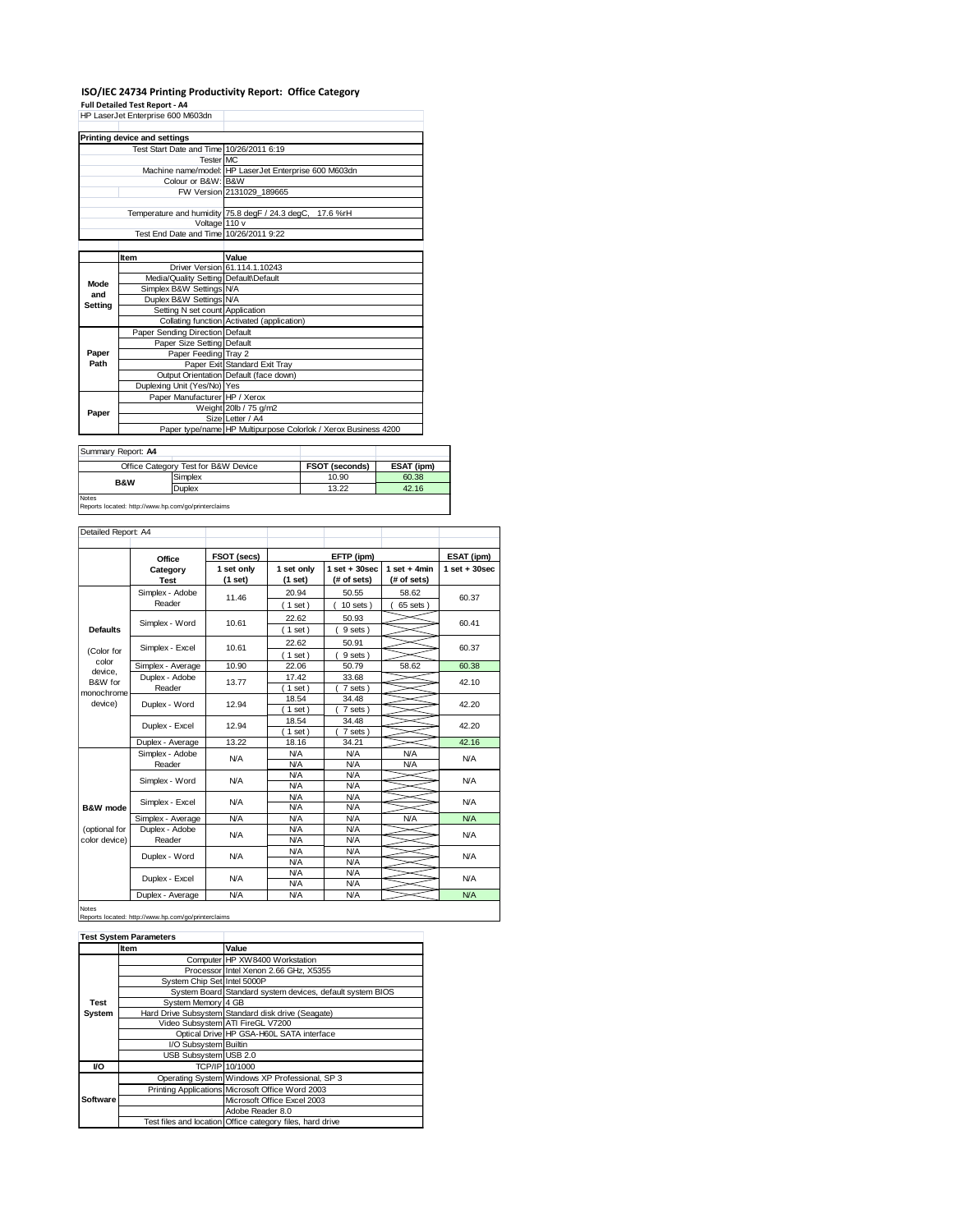# ISO/IEC 24734 Printing Productivity Report: Office Category

**Full Detailed Test Report - A4**

HP LaserJet Enterprise 600 M603dn

| Printing device and settings | |
|---|---|
| Test Start Date and Time | 10/26/2011 6:19 |
| Tester | MC |
| Machine name/model | HP LaserJet Enterprise 600 M603dn |
| Colour or B&W | B&W |
| FW Version | 2131029_189665 |
| | |
| Temperature and humidity | 75.8 degF / 24.3 degC, 17.6 %rH |
| Voltage | 110 v |
| Test End Date and Time | 10/26/2011 9:22 |

| | Item | Value |
|---|---|---|
| Mode and Setting | Driver Version | 61.114.1.10243 |
| | Media/Quality Setting | Default\Default |
| | Simplex B&W Settings | N/A |
| | Duplex B&W Settings | N/A |
| | Setting N set count | Application |
| | Collating function | Activated (application) |
| Paper Path | Paper Sending Direction | Default |
| | Paper Size Setting | Default |
| | Paper Feeding | Tray 2 |
| | Paper Exit | Standard Exit Tray |
| | Output Orientation | Default (face down) |
| | Duplexing Unit (Yes/No) | Yes |
| Paper | Paper Manufacturer | HP / Xerox |
| | Weight | 20lb / 75 g/m2 |
| | Size | Letter / A4 |
| | Paper type/name | HP Multipurpose Colorlok / Xerox Business 4200 |

Summary Report: **A4**

| Office Category Test for B&W Device | | FSOT (seconds) | ESAT (ipm) |
|---|---|---|---|
| B&W | Simplex | 10.90 | 60.38 |
| | Duplex | 13.22 | 42.16 |

Notes
Reports located: http://www.hp.com/go/printerclaims

Detailed Report: A4

| | Office Category Test | FSOT (secs) 1 set only (1 set) | EFTP (ipm) 1 set only (1 set) | EFTP (ipm) 1 set + 30sec (# of sets) | EFTP (ipm) 1 set + 4min (# of sets) | ESAT (ipm) 1 set + 30sec |
|---|---|---|---|---|---|---|
| Defaults (Color for color device, B&W for monochrome device) | Simplex - Adobe Reader | 11.46 | 20.94 (1 set) | 50.55 (10 sets) | 58.62 (65 sets) | 60.37 |
| | Simplex - Word | 10.61 | 22.62 (1 set) | 50.93 (9 sets) | | 60.41 |
| | Simplex - Excel | 10.61 | 22.62 (1 set) | 50.91 (9 sets) | | 60.37 |
| | Simplex - Average | 10.90 | 22.06 | 50.79 | 58.62 | 60.38 |
| | Duplex - Adobe Reader | 13.77 | 17.42 (1 set) | 33.68 (7 sets) | | 42.10 |
| | Duplex - Word | 12.94 | 18.54 (1 set) | 34.48 (7 sets) | | 42.20 |
| | Duplex - Excel | 12.94 | 18.54 (1 set) | 34.48 (7 sets) | | 42.20 |
| | Duplex - Average | 13.22 | 18.16 | 34.21 | | 42.16 |
| B&W mode (optional for color device) | Simplex - Adobe Reader | N/A | N/A N/A | N/A N/A | N/A N/A | N/A |
| | Simplex - Word | N/A | N/A N/A | N/A N/A | | N/A |
| | Simplex - Excel | N/A | N/A N/A | N/A N/A | | N/A |
| | Simplex - Average | N/A | N/A | N/A | N/A | N/A |
| | Duplex - Adobe Reader | N/A | N/A N/A | N/A N/A | | N/A |
| | Duplex - Word | N/A | N/A N/A | N/A N/A | | N/A |
| | Duplex - Excel | N/A | N/A N/A | N/A N/A | | N/A |
| | Duplex - Average | N/A | N/A | N/A | | N/A |

Notes
Reports located: http://www.hp.com/go/printerclaims

**Test System Parameters**

| | Item | Value |
|---|---|---|
| Test System | Computer | HP XW8400 Workstation |
| | Processor | Intel Xenon 2.66 GHz, X5355 |
| | System Chip Set | Intel 5000P |
| | System Board | Standard system devices, default system BIOS |
| | System Memory | 4 GB |
| | Hard Drive Subsystem | Standard disk drive (Seagate) |
| | Video Subsystem | ATI FireGL V7200 |
| | Optical Drive | HP GSA-H60L SATA interface |
| | I/O Subsystem | Builtin |
| | USB Subsystem | USB 2.0 |
| I/O | TCP/IP | 10/1000 |
| Software | Operating System | Windows XP Professional, SP 3 |
| | Printing Applications | Microsoft Office Word 2003 |
| | | Microsoft Office Excel 2003 |
| | | Adobe Reader 8.0 |
| | Test files and location | Office category files, hard drive |